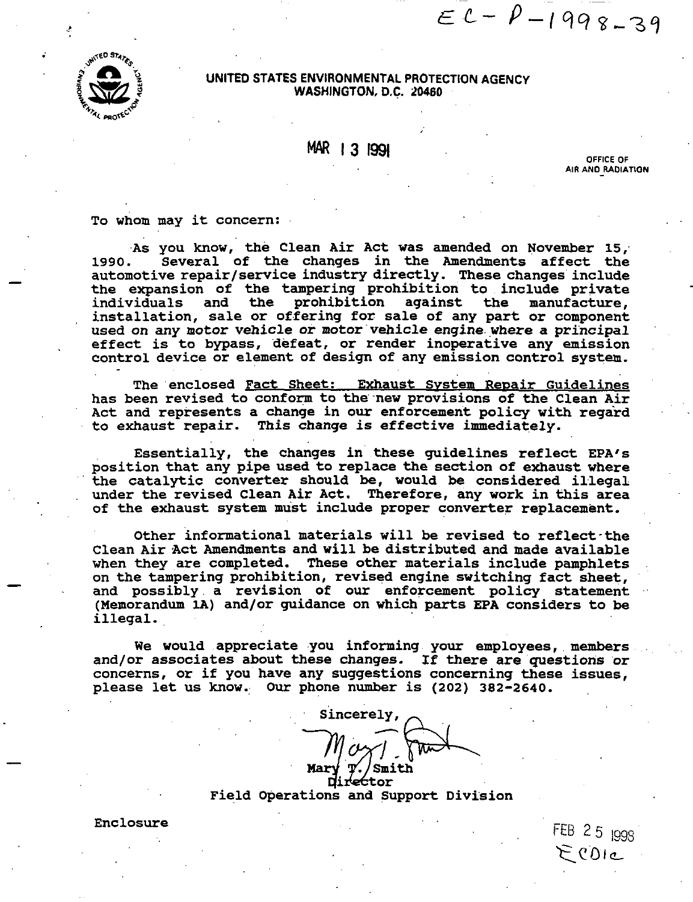EC-P-1998-39

UNITED STATES ENVIRONMENTAL PROTECTION AGENCY
WASHINGTON, D.C. 20460

MAR 13 1991

OFFICE OF
AIR AND RADIATION

To whom may it concern:

As you know, the Clean Air Act was amended on November 15, 1990. Several of the changes in the Amendments affect the automotive repair/service industry directly. These changes include the expansion of the tampering prohibition to include private individuals and the prohibition against the manufacture, installation, sale or offering for sale of any part or component used on any motor vehicle or motor vehicle engine where a principal effect is to bypass, defeat, or render inoperative any emission control device or element of design of any emission control system.

The enclosed Fact Sheet: Exhaust System Repair Guidelines has been revised to conform to the new provisions of the Clean Air Act and represents a change in our enforcement policy with regard to exhaust repair. This change is effective immediately.

Essentially, the changes in these guidelines reflect EPA's position that any pipe used to replace the section of exhaust where the catalytic converter should be, would be considered illegal under the revised Clean Air Act. Therefore, any work in this area of the exhaust system must include proper converter replacement.

Other informational materials will be revised to reflect the Clean Air Act Amendments and will be distributed and made available when they are completed. These other materials include pamphlets on the tampering prohibition, revised engine switching fact sheet, and possibly a revision of our enforcement policy statement (Memorandum 1A) and/or guidance on which parts EPA considers to be illegal.

We would appreciate you informing your employees, members and/or associates about these changes. If there are questions or concerns, or if you have any suggestions concerning these issues, please let us know. Our phone number is (202) 382-2640.

Sincerely,

Mary T. Smith
Director
Field Operations and Support Division

Enclosure

FEB 25 1998
ECOlc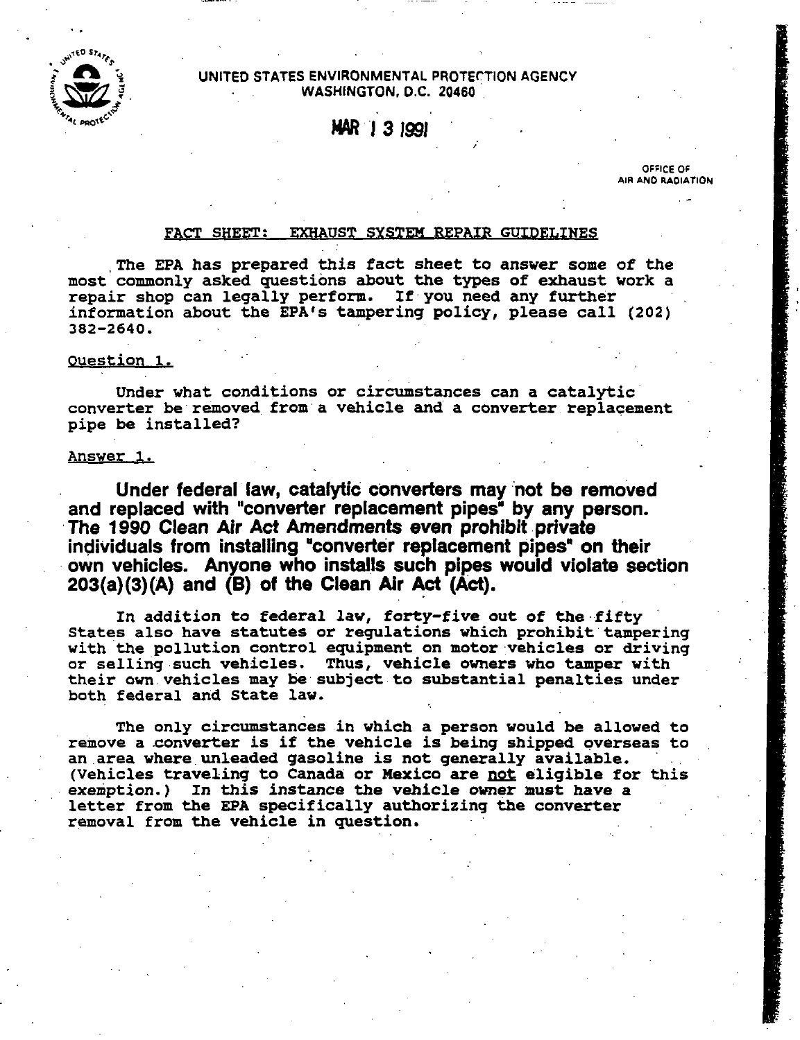UNITED STATES ENVIRONMENTAL PROTECTION AGENCY
WASHINGTON, D.C. 20460

MAR 13 1991

OFFICE OF
AIR AND RADIATION

## FACT SHEET: EXHAUST SYSTEM REPAIR GUIDELINES

The EPA has prepared this fact sheet to answer some of the most commonly asked questions about the types of exhaust work a repair shop can legally perform. If you need any further information about the EPA's tampering policy, please call (202) 382-2640.

### Question 1.

Under what conditions or circumstances can a catalytic converter be removed from a vehicle and a converter replacement pipe be installed?

### Answer 1.

**Under federal law, catalytic converters may not be removed and replaced with "converter replacement pipes" by any person. The 1990 Clean Air Act Amendments even prohibit private individuals from installing "converter replacement pipes" on their own vehicles. Anyone who installs such pipes would violate section 203(a)(3)(A) and (B) of the Clean Air Act (Act).**

In addition to federal law, forty-five out of the fifty States also have statutes or regulations which prohibit tampering with the pollution control equipment on motor vehicles or driving or selling such vehicles. Thus, vehicle owners who tamper with their own vehicles may be subject to substantial penalties under both federal and State law.

The only circumstances in which a person would be allowed to remove a converter is if the vehicle is being shipped overseas to an area where unleaded gasoline is not generally available. (Vehicles traveling to Canada or Mexico are not eligible for this exemption.) In this instance the vehicle owner must have a letter from the EPA specifically authorizing the converter removal from the vehicle in question.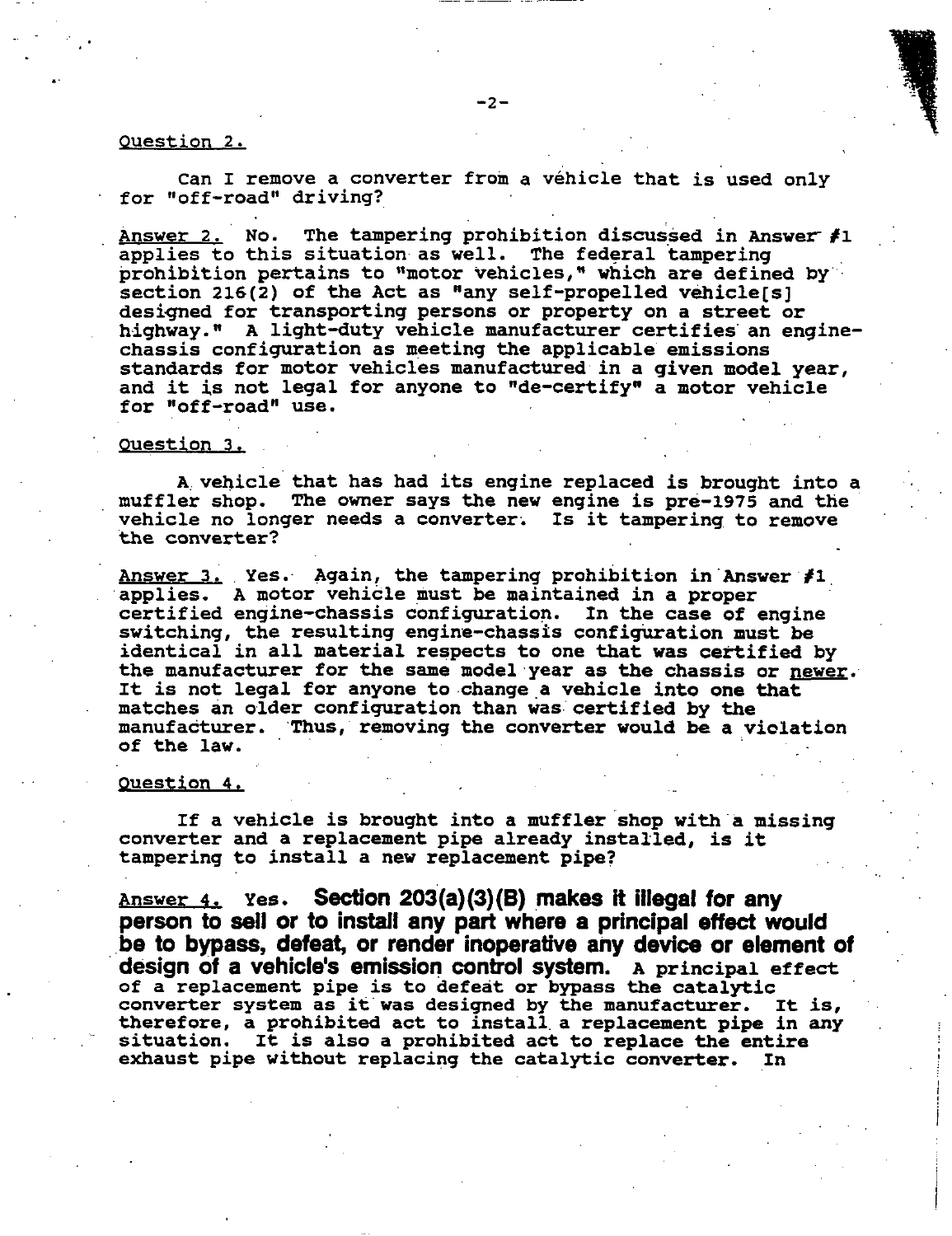Question 2.

Can I remove a converter from a vehicle that is used only for "off-road" driving?

Answer 2. No. The tampering prohibition discussed in Answer #1 applies to this situation as well. The federal tampering prohibition pertains to "motor vehicles," which are defined by section 216(2) of the Act as "any self-propelled vehicle[s] designed for transporting persons or property on a street or highway." A light-duty vehicle manufacturer certifies an engine-chassis configuration as meeting the applicable emissions standards for motor vehicles manufactured in a given model year, and it is not legal for anyone to "de-certify" a motor vehicle for "off-road" use.

Question 3.

A vehicle that has had its engine replaced is brought into a muffler shop. The owner says the new engine is pre-1975 and the vehicle no longer needs a converter. Is it tampering to remove the converter?

Answer 3. Yes. Again, the tampering prohibition in Answer #1 applies. A motor vehicle must be maintained in a proper certified engine-chassis configuration. In the case of engine switching, the resulting engine-chassis configuration must be identical in all material respects to one that was certified by the manufacturer for the same model year as the chassis or newer. It is not legal for anyone to change a vehicle into one that matches an older configuration than was certified by the manufacturer. Thus, removing the converter would be a violation of the law.

Question 4.

If a vehicle is brought into a muffler shop with a missing converter and a replacement pipe already installed, is it tampering to install a new replacement pipe?

Answer 4. Yes. **Section 203(a)(3)(B) makes it illegal for any person to sell or to install any part where a principal effect would be to bypass, defeat, or render inoperative any device or element of design of a vehicle's emission control system.** A principal effect of a replacement pipe is to defeat or bypass the catalytic converter system as it was designed by the manufacturer. It is, therefore, a prohibited act to install a replacement pipe in any situation. It is also a prohibited act to replace the entire exhaust pipe without replacing the catalytic converter. In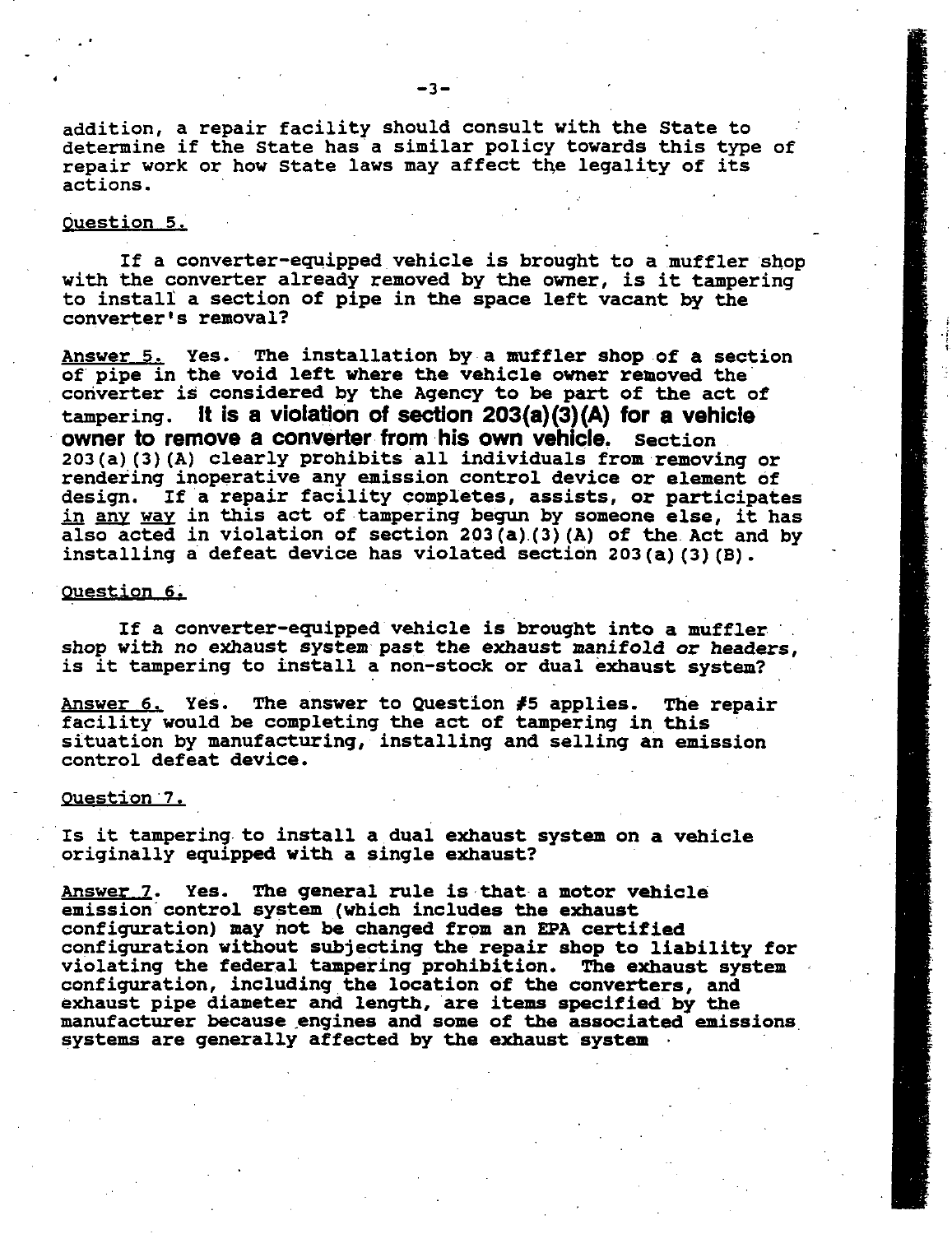addition, a repair facility should consult with the State to determine if the State has a similar policy towards this type of repair work or how State laws may affect the legality of its actions.

Question 5.

If a converter-equipped vehicle is brought to a muffler shop with the converter already removed by the owner, is it tampering to install a section of pipe in the space left vacant by the converter's removal?

Answer 5. Yes. The installation by a muffler shop of a section of pipe in the void left where the vehicle owner removed the converter is considered by the Agency to be part of the act of tampering. **It is a violation of section 203(a)(3)(A) for a vehicle owner to remove a converter from his own vehicle.** Section 203(a)(3)(A) clearly prohibits all individuals from removing or rendering inoperative any emission control device or element of design. If a repair facility completes, assists, or participates in any way in this act of tampering begun by someone else, it has also acted in violation of section 203(a)(3)(A) of the Act and by installing a defeat device has violated section 203(a)(3)(B).

Question 6.

If a converter-equipped vehicle is brought into a muffler shop with no exhaust system past the exhaust manifold or headers, is it tampering to install a non-stock or dual exhaust system?

Answer 6. Yes. The answer to Question #5 applies. The repair facility would be completing the act of tampering in this situation by manufacturing, installing and selling an emission control defeat device.

Question 7.

Is it tampering to install a dual exhaust system on a vehicle originally equipped with a single exhaust?

Answer 7. Yes. The general rule is that a motor vehicle emission control system (which includes the exhaust configuration) may not be changed from an EPA certified configuration without subjecting the repair shop to liability for violating the federal tampering prohibition. The exhaust system configuration, including the location of the converters, and exhaust pipe diameter and length, are items specified by the manufacturer because engines and some of the associated emissions systems are generally affected by the exhaust system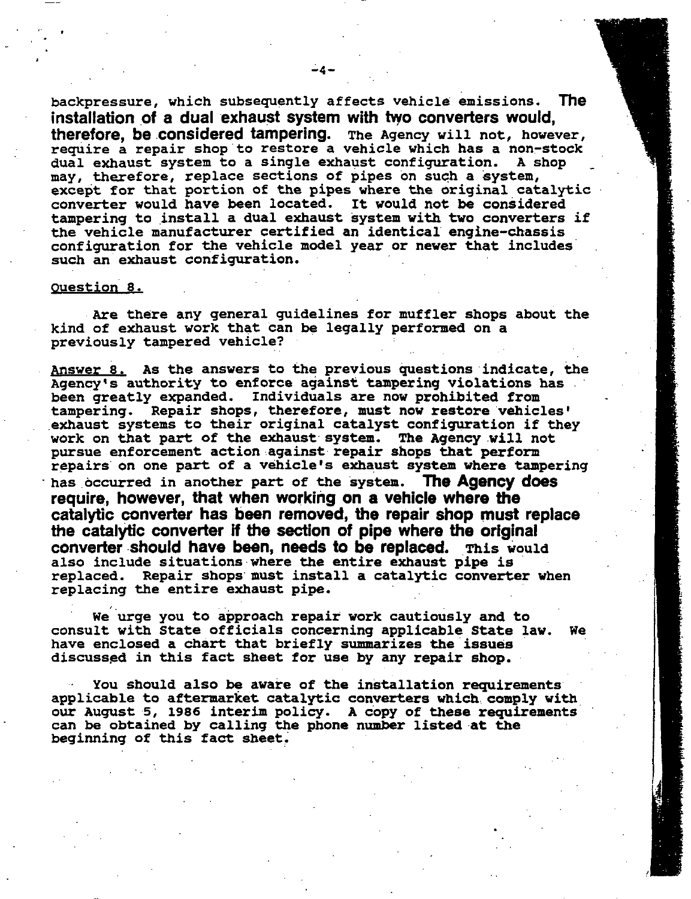backpressure, which subsequently affects vehicle emissions. **The installation of a dual exhaust system with two converters would, therefore, be considered tampering.** The Agency will not, however, require a repair shop to restore a vehicle which has a non-stock dual exhaust system to a single exhaust configuration. A shop may, therefore, replace sections of pipes on such a system, except for that portion of the pipes where the original catalytic converter would have been located. It would not be considered tampering to install a dual exhaust system with two converters if the vehicle manufacturer certified an identical engine-chassis configuration for the vehicle model year or newer that includes such an exhaust configuration.

Question 8.

Are there any general guidelines for muffler shops about the kind of exhaust work that can be legally performed on a previously tampered vehicle?

Answer 8. As the answers to the previous questions indicate, the Agency's authority to enforce against tampering violations has been greatly expanded. Individuals are now prohibited from tampering. Repair shops, therefore, must now restore vehicles' exhaust systems to their original catalyst configuration if they work on that part of the exhaust system. The Agency will not pursue enforcement action against repair shops that perform repairs on one part of a vehicle's exhaust system where tampering has occurred in another part of the system. **The Agency does require, however, that when working on a vehicle where the catalytic converter has been removed, the repair shop must replace the catalytic converter if the section of pipe where the original converter should have been, needs to be replaced.** This would also include situations where the entire exhaust pipe is replaced. Repair shops must install a catalytic converter when replacing the entire exhaust pipe.

We urge you to approach repair work cautiously and to consult with State officials concerning applicable State law. We have enclosed a chart that briefly summarizes the issues discussed in this fact sheet for use by any repair shop.

You should also be aware of the installation requirements applicable to aftermarket catalytic converters which comply with our August 5, 1986 interim policy. A copy of these requirements can be obtained by calling the phone number listed at the beginning of this fact sheet.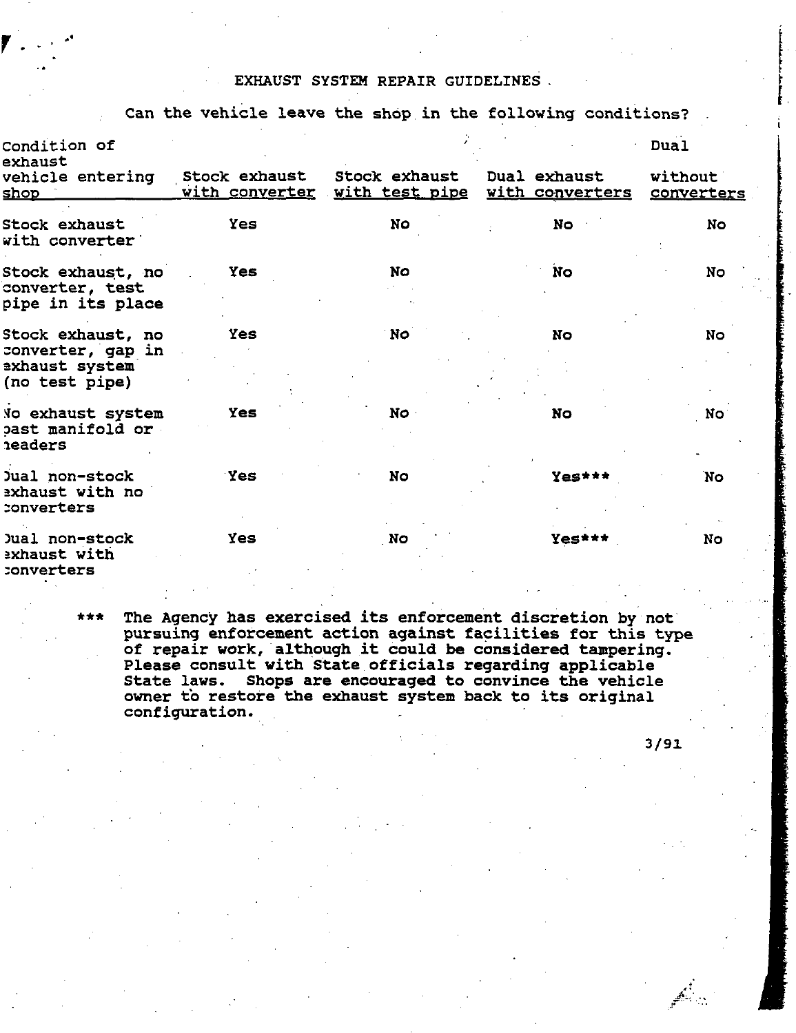# EXHAUST SYSTEM REPAIR GUIDELINES

Can the vehicle leave the shop in the following conditions?

| Condition of exhaust vehicle entering shop | Stock exhaust with converter | Stock exhaust with test pipe | Dual exhaust with converters | Dual without converters |
|---|---|---|---|---|
| Stock exhaust with converter | Yes | No | No | No |
| Stock exhaust, no converter, test pipe in its place | Yes | No | No | No |
| Stock exhaust, no converter, gap in exhaust system (no test pipe) | Yes | No | No | No |
| No exhaust system past manifold or headers | Yes | No | No | No |
| Dual non-stock exhaust with no converters | Yes | No | Yes*** | No |
| Dual non-stock exhaust with converters | Yes | No | Yes*** | No |

*** The Agency has exercised its enforcement discretion by not pursuing enforcement action against facilities for this type of repair work, although it could be considered tampering. Please consult with State officials regarding applicable State laws. Shops are encouraged to convince the vehicle owner to restore the exhaust system back to its original configuration.

3/91